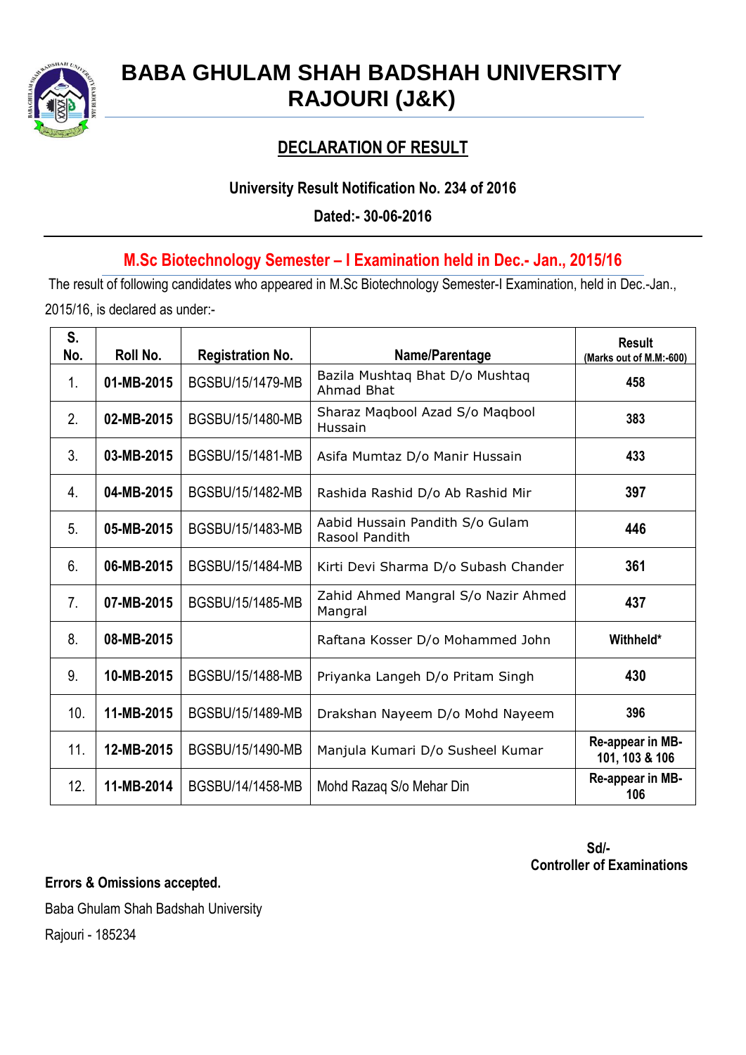# BABA GHULAM SHAH BADSHAH UNIVERSITY
# RAJOURI (J&K)

## DECLARATION OF RESULT

**University Result Notification No. 234 of 2016**

**Dated:- 30-06-2016**

### M.Sc Biotechnology Semester – I Examination held in Dec.- Jan., 2015/16

The result of following candidates who appeared in M.Sc Biotechnology Semester-I Examination, held in Dec.-Jan., 2015/16, is declared as under:-

| S. No. | Roll No. | Registration No. | Name/Parentage | Result (Marks out of M.M:-600) |
|---|---|---|---|---|
| 1. | 01-MB-2015 | BGSBU/15/1479-MB | Bazila Mushtaq Bhat D/o Mushtaq Ahmad Bhat | 458 |
| 2. | 02-MB-2015 | BGSBU/15/1480-MB | Sharaz Maqbool Azad S/o Maqbool Hussain | 383 |
| 3. | 03-MB-2015 | BGSBU/15/1481-MB | Asifa Mumtaz D/o Manir Hussain | 433 |
| 4. | 04-MB-2015 | BGSBU/15/1482-MB | Rashida Rashid D/o Ab Rashid Mir | 397 |
| 5. | 05-MB-2015 | BGSBU/15/1483-MB | Aabid Hussain Pandith S/o Gulam Rasool Pandith | 446 |
| 6. | 06-MB-2015 | BGSBU/15/1484-MB | Kirti Devi Sharma D/o Subash Chander | 361 |
| 7. | 07-MB-2015 | BGSBU/15/1485-MB | Zahid Ahmed Mangral S/o Nazir Ahmed Mangral | 437 |
| 8. | 08-MB-2015 | | Raftana Kosser D/o Mohammed John | Withheld* |
| 9. | 10-MB-2015 | BGSBU/15/1488-MB | Priyanka Langeh D/o Pritam Singh | 430 |
| 10. | 11-MB-2015 | BGSBU/15/1489-MB | Drakshan Nayeem D/o Mohd Nayeem | 396 |
| 11. | 12-MB-2015 | BGSBU/15/1490-MB | Manjula Kumari D/o Susheel Kumar | Re-appear in MB-101, 103 & 106 |
| 12. | 11-MB-2014 | BGSBU/14/1458-MB | Mohd Razaq S/o Mehar Din | Re-appear in MB-106 |

**Sd/-**
**Controller of Examinations**

**Errors & Omissions accepted.**

Baba Ghulam Shah Badshah University

Rajouri - 185234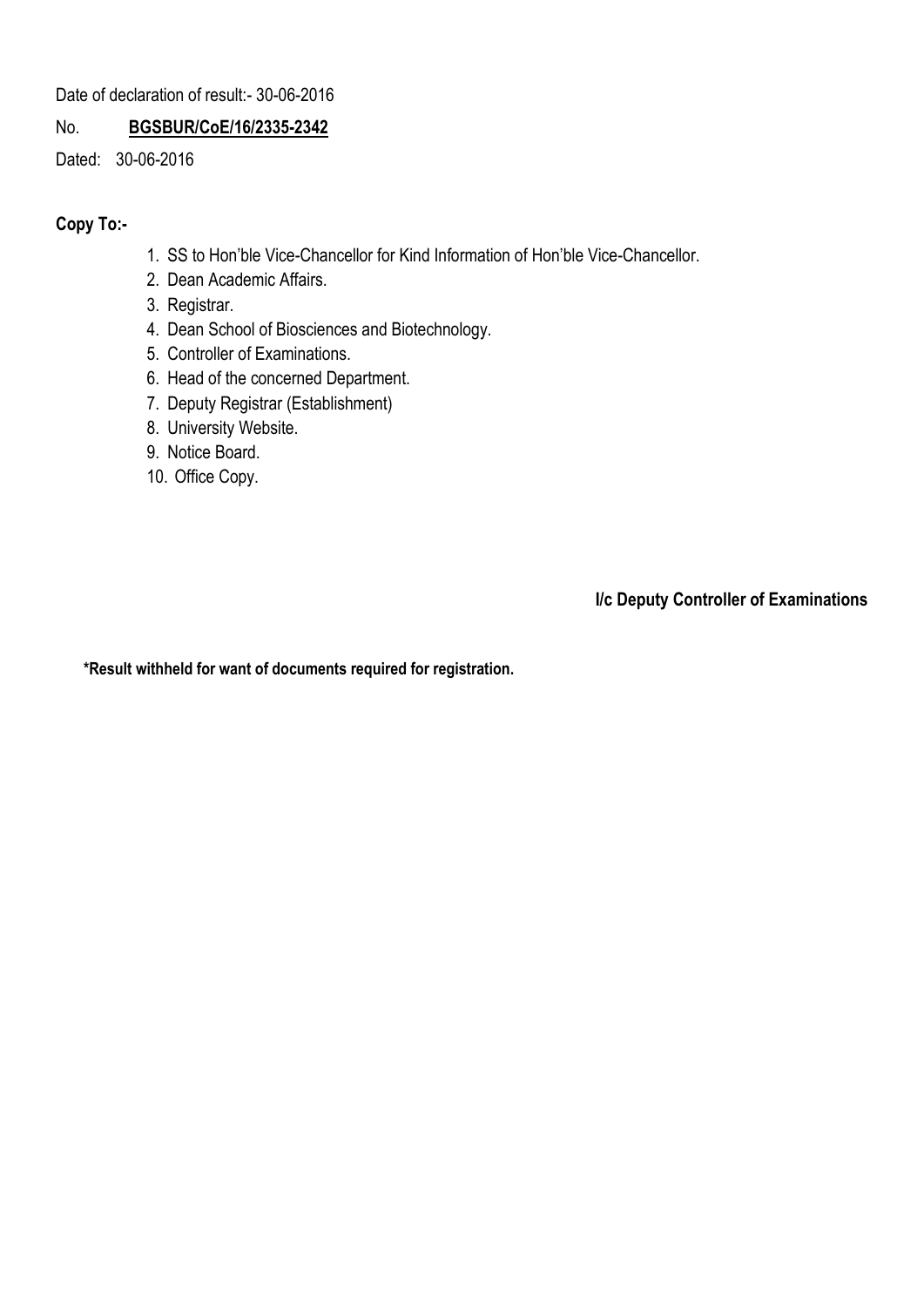Date of declaration of result:- 30-06-2016

No. **BGSBUR/CoE/16/2335-2342**

Dated: 30-06-2016

**Copy To:-**

1. SS to Hon'ble Vice-Chancellor for Kind Information of Hon'ble Vice-Chancellor.
2. Dean Academic Affairs.
3. Registrar.
4. Dean School of Biosciences and Biotechnology.
5. Controller of Examinations.
6. Head of the concerned Department.
7. Deputy Registrar (Establishment)
8. University Website.
9. Notice Board.
10. Office Copy.

**I/c Deputy Controller of Examinations**

**\*Result withheld for want of documents required for registration.**